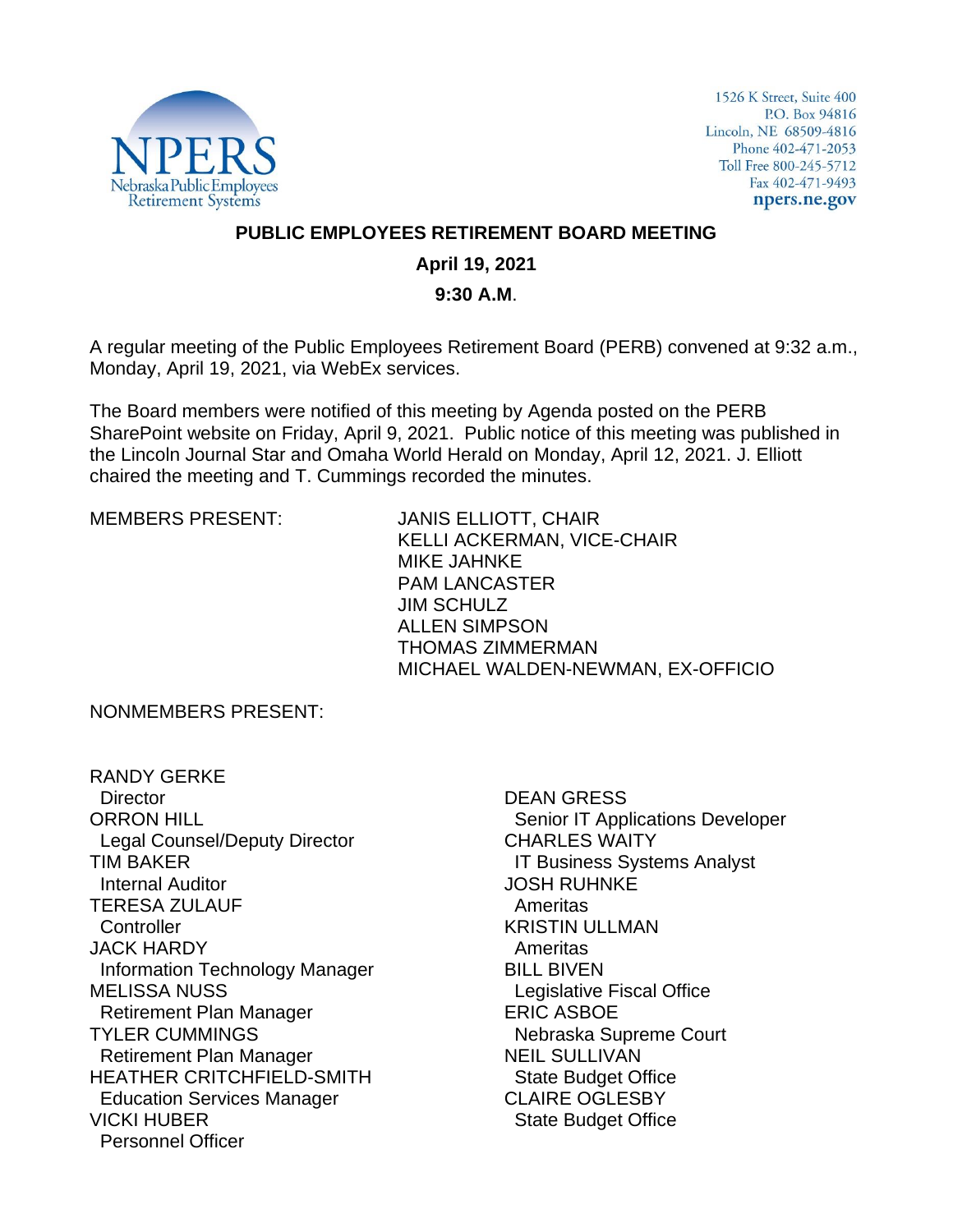NPERS
Nebraska Public Employees
Retirement Systems

1526 K Street, Suite 400
P.O. Box 94816
Lincoln, NE 68509-4816
Phone 402-471-2053
Toll Free 800-245-5712
Fax 402-471-9493
npers.ne.gov

# PUBLIC EMPLOYEES RETIREMENT BOARD MEETING

**April 19, 2021**

**9:30 A.M.**

A regular meeting of the Public Employees Retirement Board (PERB) convened at 9:32 a.m., Monday, April 19, 2021, via WebEx services.

The Board members were notified of this meeting by Agenda posted on the PERB SharePoint website on Friday, April 9, 2021. Public notice of this meeting was published in the Lincoln Journal Star and Omaha World Herald on Monday, April 12, 2021. J. Elliott chaired the meeting and T. Cummings recorded the minutes.

MEMBERS PRESENT:

JANIS ELLIOTT, CHAIR
KELLI ACKERMAN, VICE-CHAIR
MIKE JAHNKE
PAM LANCASTER
JIM SCHULZ
ALLEN SIMPSON
THOMAS ZIMMERMAN
MICHAEL WALDEN-NEWMAN, EX-OFFICIO

NONMEMBERS PRESENT:

RANDY GERKE
Director
ORRON HILL
Legal Counsel/Deputy Director
TIM BAKER
Internal Auditor
TERESA ZULAUF
Controller
JACK HARDY
Information Technology Manager
MELISSA NUSS
Retirement Plan Manager
TYLER CUMMINGS
Retirement Plan Manager
HEATHER CRITCHFIELD-SMITH
Education Services Manager
VICKI HUBER
Personnel Officer

DEAN GRESS
Senior IT Applications Developer
CHARLES WAITY
IT Business Systems Analyst
JOSH RUHNKE
Ameritas
KRISTIN ULLMAN
Ameritas
BILL BIVEN
Legislative Fiscal Office
ERIC ASBOE
Nebraska Supreme Court
NEIL SULLIVAN
State Budget Office
CLAIRE OGLESBY
State Budget Office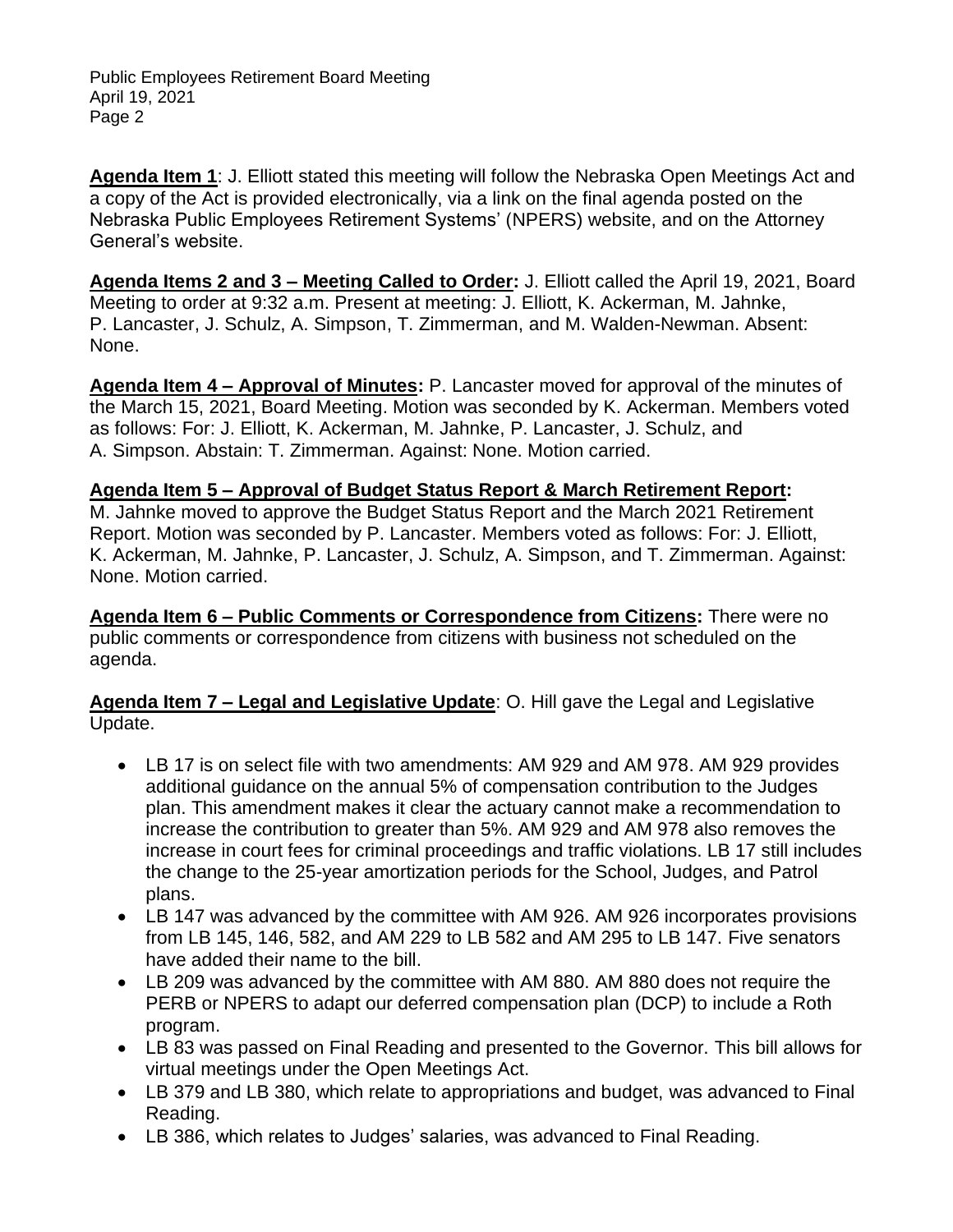**Agenda Item 1**: J. Elliott stated this meeting will follow the Nebraska Open Meetings Act and a copy of the Act is provided electronically, via a link on the final agenda posted on the Nebraska Public Employees Retirement Systems' (NPERS) website, and on the Attorney General's website.

**Agenda Items 2 and 3 – Meeting Called to Order:** J. Elliott called the April 19, 2021, Board Meeting to order at 9:32 a.m. Present at meeting: J. Elliott, K. Ackerman, M. Jahnke, P. Lancaster, J. Schulz, A. Simpson, T. Zimmerman, and M. Walden-Newman. Absent: None.

**Agenda Item 4 – Approval of Minutes:** P. Lancaster moved for approval of the minutes of the March 15, 2021, Board Meeting. Motion was seconded by K. Ackerman. Members voted as follows: For: J. Elliott, K. Ackerman, M. Jahnke, P. Lancaster, J. Schulz, and A. Simpson. Abstain: T. Zimmerman. Against: None. Motion carried.

**Agenda Item 5 – Approval of Budget Status Report & March Retirement Report:** M. Jahnke moved to approve the Budget Status Report and the March 2021 Retirement Report. Motion was seconded by P. Lancaster. Members voted as follows: For: J. Elliott, K. Ackerman, M. Jahnke, P. Lancaster, J. Schulz, A. Simpson, and T. Zimmerman. Against: None. Motion carried.

**Agenda Item 6 – Public Comments or Correspondence from Citizens:** There were no public comments or correspondence from citizens with business not scheduled on the agenda.

**Agenda Item 7 – Legal and Legislative Update**: O. Hill gave the Legal and Legislative Update.

- LB 17 is on select file with two amendments: AM 929 and AM 978. AM 929 provides additional guidance on the annual 5% of compensation contribution to the Judges plan. This amendment makes it clear the actuary cannot make a recommendation to increase the contribution to greater than 5%. AM 929 and AM 978 also removes the increase in court fees for criminal proceedings and traffic violations. LB 17 still includes the change to the 25-year amortization periods for the School, Judges, and Patrol plans.
- LB 147 was advanced by the committee with AM 926. AM 926 incorporates provisions from LB 145, 146, 582, and AM 229 to LB 582 and AM 295 to LB 147. Five senators have added their name to the bill.
- LB 209 was advanced by the committee with AM 880. AM 880 does not require the PERB or NPERS to adapt our deferred compensation plan (DCP) to include a Roth program.
- LB 83 was passed on Final Reading and presented to the Governor. This bill allows for virtual meetings under the Open Meetings Act.
- LB 379 and LB 380, which relate to appropriations and budget, was advanced to Final Reading.
- LB 386, which relates to Judges' salaries, was advanced to Final Reading.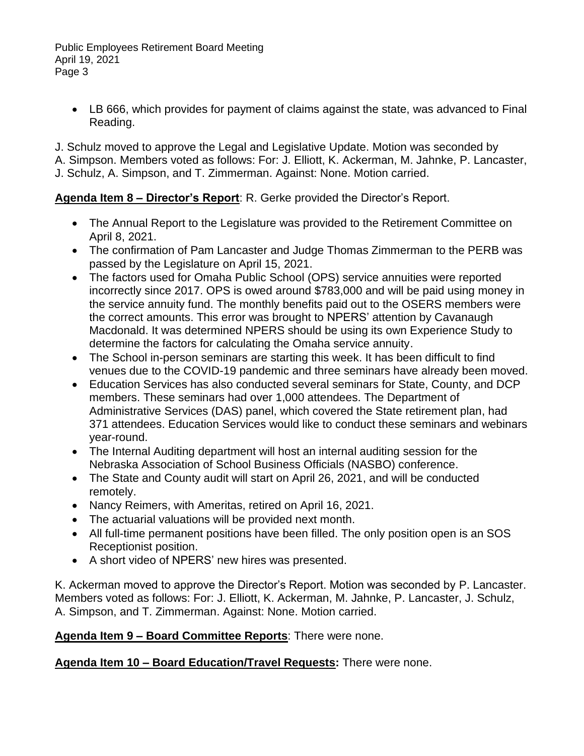- LB 666, which provides for payment of claims against the state, was advanced to Final Reading.

J. Schulz moved to approve the Legal and Legislative Update. Motion was seconded by A. Simpson. Members voted as follows: For: J. Elliott, K. Ackerman, M. Jahnke, P. Lancaster, J. Schulz, A. Simpson, and T. Zimmerman. Against: None. Motion carried.

**Agenda Item 8 – Director's Report**: R. Gerke provided the Director's Report.

- The Annual Report to the Legislature was provided to the Retirement Committee on April 8, 2021.
- The confirmation of Pam Lancaster and Judge Thomas Zimmerman to the PERB was passed by the Legislature on April 15, 2021.
- The factors used for Omaha Public School (OPS) service annuities were reported incorrectly since 2017. OPS is owed around $783,000 and will be paid using money in the service annuity fund. The monthly benefits paid out to the OSERS members were the correct amounts. This error was brought to NPERS' attention by Cavanaugh Macdonald. It was determined NPERS should be using its own Experience Study to determine the factors for calculating the Omaha service annuity.
- The School in-person seminars are starting this week. It has been difficult to find venues due to the COVID-19 pandemic and three seminars have already been moved.
- Education Services has also conducted several seminars for State, County, and DCP members. These seminars had over 1,000 attendees. The Department of Administrative Services (DAS) panel, which covered the State retirement plan, had 371 attendees. Education Services would like to conduct these seminars and webinars year-round.
- The Internal Auditing department will host an internal auditing session for the Nebraska Association of School Business Officials (NASBO) conference.
- The State and County audit will start on April 26, 2021, and will be conducted remotely.
- Nancy Reimers, with Ameritas, retired on April 16, 2021.
- The actuarial valuations will be provided next month.
- All full-time permanent positions have been filled. The only position open is an SOS Receptionist position.
- A short video of NPERS' new hires was presented.

K. Ackerman moved to approve the Director's Report. Motion was seconded by P. Lancaster. Members voted as follows: For: J. Elliott, K. Ackerman, M. Jahnke, P. Lancaster, J. Schulz, A. Simpson, and T. Zimmerman. Against: None. Motion carried.

**Agenda Item 9 – Board Committee Reports**: There were none.

**Agenda Item 10 – Board Education/Travel Requests:** There were none.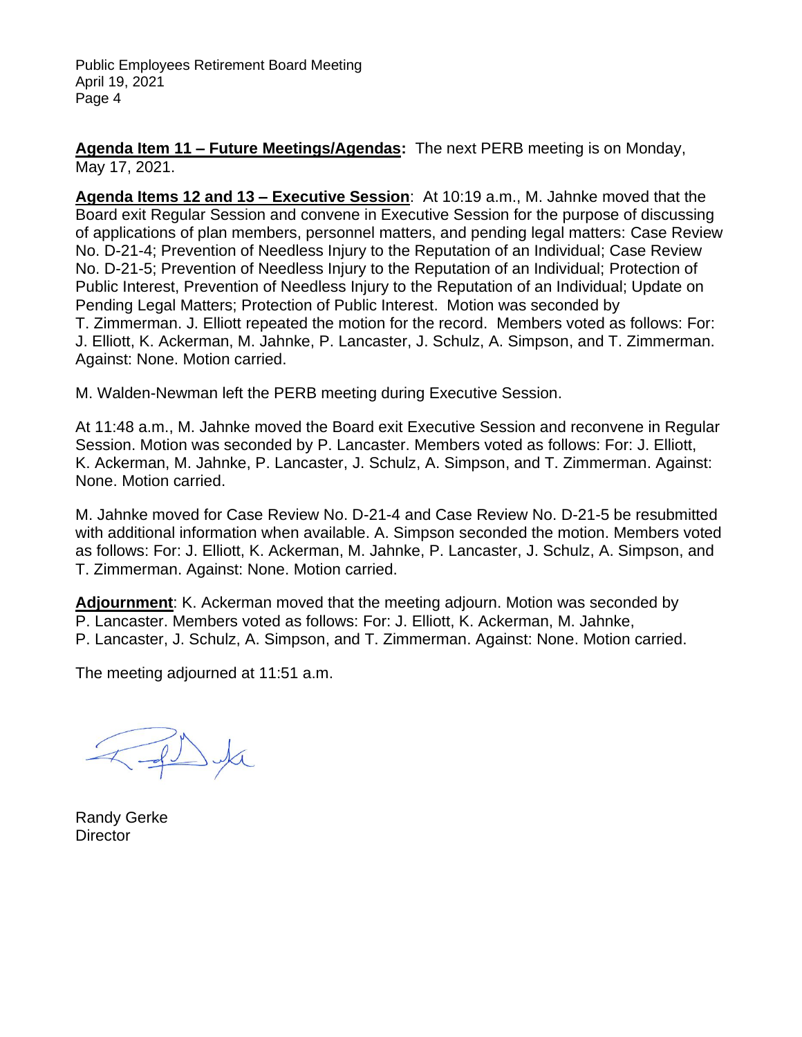**Agenda Item 11 – Future Meetings/Agendas:** The next PERB meeting is on Monday, May 17, 2021.

**Agenda Items 12 and 13 – Executive Session**: At 10:19 a.m., M. Jahnke moved that the Board exit Regular Session and convene in Executive Session for the purpose of discussing of applications of plan members, personnel matters, and pending legal matters: Case Review No. D-21-4; Prevention of Needless Injury to the Reputation of an Individual; Case Review No. D-21-5; Prevention of Needless Injury to the Reputation of an Individual; Protection of Public Interest, Prevention of Needless Injury to the Reputation of an Individual; Update on Pending Legal Matters; Protection of Public Interest. Motion was seconded by T. Zimmerman. J. Elliott repeated the motion for the record. Members voted as follows: For: J. Elliott, K. Ackerman, M. Jahnke, P. Lancaster, J. Schulz, A. Simpson, and T. Zimmerman. Against: None. Motion carried.

M. Walden-Newman left the PERB meeting during Executive Session.

At 11:48 a.m., M. Jahnke moved the Board exit Executive Session and reconvene in Regular Session. Motion was seconded by P. Lancaster. Members voted as follows: For: J. Elliott, K. Ackerman, M. Jahnke, P. Lancaster, J. Schulz, A. Simpson, and T. Zimmerman. Against: None. Motion carried.

M. Jahnke moved for Case Review No. D-21-4 and Case Review No. D-21-5 be resubmitted with additional information when available. A. Simpson seconded the motion. Members voted as follows: For: J. Elliott, K. Ackerman, M. Jahnke, P. Lancaster, J. Schulz, A. Simpson, and T. Zimmerman. Against: None. Motion carried.

**Adjournment**: K. Ackerman moved that the meeting adjourn. Motion was seconded by P. Lancaster. Members voted as follows: For: J. Elliott, K. Ackerman, M. Jahnke, P. Lancaster, J. Schulz, A. Simpson, and T. Zimmerman. Against: None. Motion carried.

The meeting adjourned at 11:51 a.m.

Randy Gerke
Director